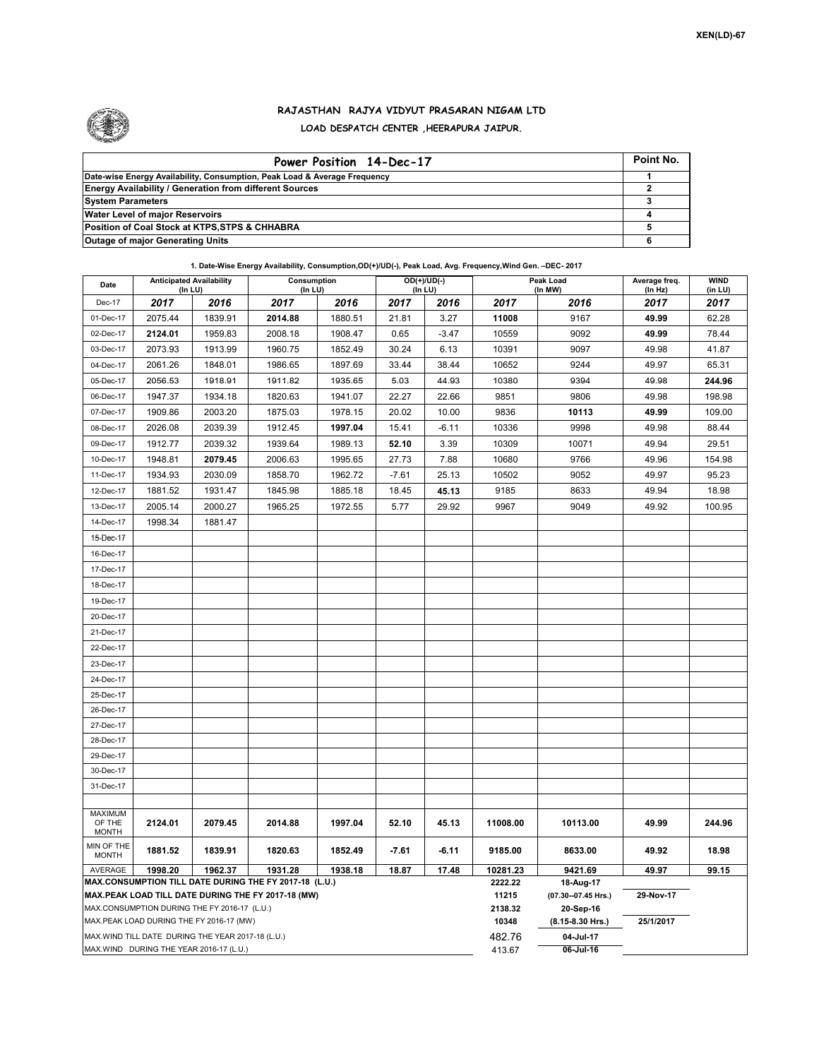XEN(LD)-67

# RAJASTHAN RAJYA VIDYUT PRASARAN NIGAM LTD

## LOAD DESPATCH CENTER ,HEERAPURA JAIPUR.

| Power Position 14-Dec-17 | Point No. |
|---|---|
| Date-wise Energy Availability, Consumption, Peak Load & Average Frequency | 1 |
| Energy Availability / Generation from different Sources | 2 |
| System Parameters | 3 |
| Water Level of major Reservoirs | 4 |
| Position of Coal Stock at KTPS,STPS & CHHABRA | 5 |
| Outage of major Generating Units | 6 |

**1. Date-Wise Energy Availability, Consumption,OD(+)/UD(-), Peak Load, Avg. Frequency,Wind Gen. –DEC- 2017**

| Date | Anticipated Availability (In LU) | | Consumption (In LU) | | OD(+)/UD(-) (In LU) | | Peak Load (In MW) | | Average freq. (In Hz) | WIND (in LU) |
|---|---|---|---|---|---|---|---|---|---|---|
| Dec-17 | 2017 | 2016 | 2017 | 2016 | 2017 | 2016 | 2017 | 2016 | 2017 | 2017 |
| 01-Dec-17 | 2075.44 | 1839.91 | **2014.88** | 1880.51 | 21.81 | 3.27 | **11008** | 9167 | **49.99** | 62.28 |
| 02-Dec-17 | **2124.01** | 1959.83 | 2008.18 | 1908.47 | 0.65 | -3.47 | 10559 | 9092 | **49.99** | 78.44 |
| 03-Dec-17 | 2073.93 | 1913.99 | 1960.75 | 1852.49 | 30.24 | 6.13 | 10391 | 9097 | 49.98 | 41.87 |
| 04-Dec-17 | 2061.26 | 1848.01 | 1986.65 | 1897.69 | 33.44 | 38.44 | 10652 | 9244 | 49.97 | 65.31 |
| 05-Dec-17 | 2056.53 | 1918.91 | 1911.82 | 1935.65 | 5.03 | 44.93 | 10380 | 9394 | 49.98 | **244.96** |
| 06-Dec-17 | 1947.37 | 1934.18 | 1820.63 | 1941.07 | 22.27 | 22.66 | 9851 | 9806 | 49.98 | 198.98 |
| 07-Dec-17 | 1909.86 | 2003.20 | 1875.03 | 1978.15 | 20.02 | 10.00 | 9836 | **10113** | **49.99** | 109.00 |
| 08-Dec-17 | 2026.08 | 2039.39 | 1912.45 | **1997.04** | 15.41 | -6.11 | 10336 | 9998 | 49.98 | 88.44 |
| 09-Dec-17 | 1912.77 | 2039.32 | 1939.64 | 1989.13 | **52.10** | 3.39 | 10309 | 10071 | 49.94 | 29.51 |
| 10-Dec-17 | 1948.81 | **2079.45** | 2006.63 | 1995.65 | 27.73 | 7.88 | 10680 | 9766 | 49.96 | 154.98 |
| 11-Dec-17 | 1934.93 | 2030.09 | 1858.70 | 1962.72 | -7.61 | 25.13 | 10502 | 9052 | 49.97 | 95.23 |
| 12-Dec-17 | 1881.52 | 1931.47 | 1845.98 | 1885.18 | 18.45 | **45.13** | 9185 | 8633 | 49.94 | 18.98 |
| 13-Dec-17 | 2005.14 | 2000.27 | 1965.25 | 1972.55 | 5.77 | 29.92 | 9967 | 9049 | 49.92 | 100.95 |
| 14-Dec-17 | 1998.34 | 1881.47 | | | | | | | | |
| 15-Dec-17 | | | | | | | | | | |
| 16-Dec-17 | | | | | | | | | | |
| 17-Dec-17 | | | | | | | | | | |
| 18-Dec-17 | | | | | | | | | | |
| 19-Dec-17 | | | | | | | | | | |
| 20-Dec-17 | | | | | | | | | | |
| 21-Dec-17 | | | | | | | | | | |
| 22-Dec-17 | | | | | | | | | | |
| 23-Dec-17 | | | | | | | | | | |
| 24-Dec-17 | | | | | | | | | | |
| 25-Dec-17 | | | | | | | | | | |
| 26-Dec-17 | | | | | | | | | | |
| 27-Dec-17 | | | | | | | | | | |
| 28-Dec-17 | | | | | | | | | | |
| 29-Dec-17 | | | | | | | | | | |
| 30-Dec-17 | | | | | | | | | | |
| 31-Dec-17 | | | | | | | | | | |
| MAXIMUM OF THE MONTH | 2124.01 | 2079.45 | 2014.88 | 1997.04 | 52.10 | 45.13 | 11008.00 | 10113.00 | 49.99 | 244.96 |
| MIN OF THE MONTH | 1881.52 | 1839.91 | 1820.63 | 1852.49 | -7.61 | -6.11 | 9185.00 | 8633.00 | 49.92 | 18.98 |
| AVERAGE | 1998.20 | 1962.37 | 1931.28 | 1938.18 | 18.87 | 17.48 | 10281.23 | 9421.69 | 49.97 | 99.15 |

| | | | |
|---|---|---|---|
| **MAX.CONSUMPTION TILL DATE DURING THE FY 2017-18 (L.U.)** | 2222.22 | 18-Aug-17 | |
| **MAX.PEAK LOAD TILL DATE DURING THE FY 2017-18 (MW)** | 11215 | (07.30--07.45 Hrs.) | 29-Nov-17 |
| MAX.CONSUMPTION DURING THE FY 2016-17 (L.U.) | 2138.32 | 20-Sep-16 | |
| MAX.PEAK LOAD DURING THE FY 2016-17 (MW) | 10348 | (8.15-8.30 Hrs.) | 25/1/2017 |
| MAX.WIND TILL DATE DURING THE YEAR 2017-18 (L.U.) | 482.76 | 04-Jul-17 | |
| MAX.WIND DURING THE YEAR 2016-17 (L.U.) | 413.67 | 06-Jul-16 | |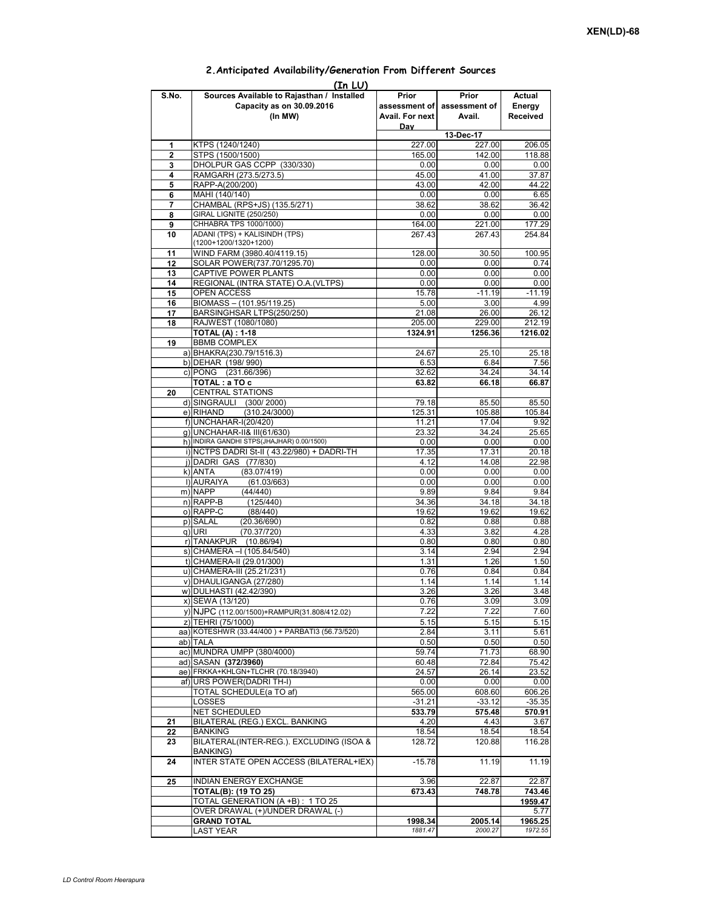## 2.Anticipated Availability/Generation From Different Sources

(In LU)

| S.No. | Sources Available to Rajasthan / Installed Capacity as on 30.09.2016 (In MW) | Prior assessment of Avail. For next Day | Prior assessment of Avail. | Actual Energy Received |
|---|---|---|---|---|
| | | 13-Dec-17 | | |
| 1 | KTPS (1240/1240) | 227.00 | 227.00 | 206.05 |
| 2 | STPS (1500/1500) | 165.00 | 142.00 | 118.88 |
| 3 | DHOLPUR GAS CCPP (330/330) | 0.00 | 0.00 | 0.00 |
| 4 | RAMGARH (273.5/273.5) | 45.00 | 41.00 | 37.87 |
| 5 | RAPP-A(200/200) | 43.00 | 42.00 | 44.22 |
| 6 | MAHI (140/140) | 0.00 | 0.00 | 6.65 |
| 7 | CHAMBAL (RPS+JS) (135.5/271) | 38.62 | 38.62 | 36.42 |
| 8 | GIRAL LIGNITE (250/250) | 0.00 | 0.00 | 0.00 |
| 9 | CHHABRA TPS 1000/1000) | 164.00 | 221.00 | 177.29 |
| 10 | ADANI (TPS) + KALISINDH (TPS) (1200+1200/1320+1200) | 267.43 | 267.43 | 254.84 |
| 11 | WIND FARM (3980.40/4119.15) | 128.00 | 30.50 | 100.95 |
| 12 | SOLAR POWER(737.70/1295.70) | 0.00 | 0.00 | 0.74 |
| 13 | CAPTIVE POWER PLANTS | 0.00 | 0.00 | 0.00 |
| 14 | REGIONAL (INTRA STATE) O.A.(VLTPS) | 0.00 | 0.00 | 0.00 |
| 15 | OPEN ACCESS | 15.78 | -11.19 | -11.19 |
| 16 | BIOMASS – (101.95/119.25) | 5.00 | 3.00 | 4.99 |
| 17 | BARSINGHSAR LTPS(250/250) | 21.08 | 26.00 | 26.12 |
| 18 | RAJWEST (1080/1080) | 205.00 | 229.00 | 212.19 |
| | **TOTAL (A) : 1-18** | **1324.91** | **1256.36** | **1216.02** |
| 19 | BBMB COMPLEX | | | |
| | a) BHAKRA(230.79/1516.3) | 24.67 | 25.10 | 25.18 |
| | b) DEHAR (198/ 990) | 6.53 | 6.84 | 7.56 |
| | c) PONG (231.66/396) | 32.62 | 34.24 | 34.14 |
| | **TOTAL : a TO c** | **63.82** | **66.18** | **66.87** |
| 20 | CENTRAL STATIONS | | | |
| | d) SINGRAULI (300/ 2000) | 79.18 | 85.50 | 85.50 |
| | e) RIHAND (310.24/3000) | 125.31 | 105.88 | 105.84 |
| | f) UNCHAHAR-I(20/420) | 11.21 | 17.04 | 9.92 |
| | g) UNCHAHAR-II& III(61/630) | 23.32 | 34.24 | 25.65 |
| | h) INDIRA GANDHI STPS(JHAJHAR) 0.00/1500) | 0.00 | 0.00 | 0.00 |
| | i) NCTPS DADRI St-II ( 43.22/980) + DADRI-TH | 17.35 | 17.31 | 20.18 |
| | j) DADRI GAS (77/830) | 4.12 | 14.08 | 22.98 |
| | k) ANTA (83.07/419) | 0.00 | 0.00 | 0.00 |
| | l) AURAIYA (61.03/663) | 0.00 | 0.00 | 0.00 |
| | m) NAPP (44/440) | 9.89 | 9.84 | 9.84 |
| | n) RAPP-B (125/440) | 34.36 | 34.18 | 34.18 |
| | o) RAPP-C (88/440) | 19.62 | 19.62 | 19.62 |
| | p) SALAL (20.36/690) | 0.82 | 0.88 | 0.88 |
| | q) URI (70.37/720) | 4.33 | 3.82 | 4.28 |
| | r) TANAKPUR (10.86/94) | 0.80 | 0.80 | 0.80 |
| | s) CHAMERA –I (105.84/540) | 3.14 | 2.94 | 2.94 |
| | t) CHAMERA-II (29.01/300) | 1.31 | 1.26 | 1.50 |
| | u) CHAMERA-III (25.21/231) | 0.76 | 0.84 | 0.84 |
| | v) DHAULIGANGA (27/280) | 1.14 | 1.14 | 1.14 |
| | w) DULHASTI (42.42/390) | 3.26 | 3.26 | 3.48 |
| | x) SEWA (13/120) | 0.76 | 3.09 | 3.09 |
| | y) NJPC (112.00/1500)+RAMPUR(31.808/412.02) | 7.22 | 7.22 | 7.60 |
| | z) TEHRI (75/1000) | 5.15 | 5.15 | 5.15 |
| | aa) KOTESHWR (33.44/400 ) + PARBATI3 (56.73/520) | 2.84 | 3.11 | 5.61 |
| | ab) TALA | 0.50 | 0.50 | 0.50 |
| | ac) MUNDRA UMPP (380/4000) | 59.74 | 71.73 | 68.90 |
| | ad) SASAN **(372/3960)** | 60.48 | 72.84 | 75.42 |
| | ae) FRKKA+KHLGN+TLCHR (70.18/3940) | 24.57 | 26.14 | 23.52 |
| | af) URS POWER(DADRI TH-I) | 0.00 | 0.00 | 0.00 |
| | TOTAL SCHEDULE(a TO af) | 565.00 | 608.60 | 606.26 |
| | LOSSES | -31.21 | -33.12 | -35.35 |
| | NET SCHEDULED | **533.79** | **575.48** | **570.91** |
| 21 | BILATERAL (REG.) EXCL. BANKING | 4.20 | 4.43 | 3.67 |
| 22 | BANKING | 18.54 | 18.54 | 18.54 |
| 23 | BILATERAL(INTER-REG.). EXCLUDING (ISOA & BANKING) | 128.72 | 120.88 | 116.28 |
| 24 | INTER STATE OPEN ACCESS (BILATERAL+IEX) | -15.78 | 11.19 | 11.19 |
| 25 | INDIAN ENERGY EXCHANGE | 3.96 | 22.87 | 22.87 |
| | **TOTAL(B): (19 TO 25)** | **673.43** | **748.78** | **743.46** |
| | TOTAL GENERATION (A +B) : 1 TO 25 | | | **1959.47** |
| | OVER DRAWAL (+)/UNDER DRAWAL (-) | | | 5.77 |
| | **GRAND TOTAL** | **1998.34** | **2005.14** | **1965.25** |
| | LAST YEAR | *1881.47* | *2000.27* | *1972.55* |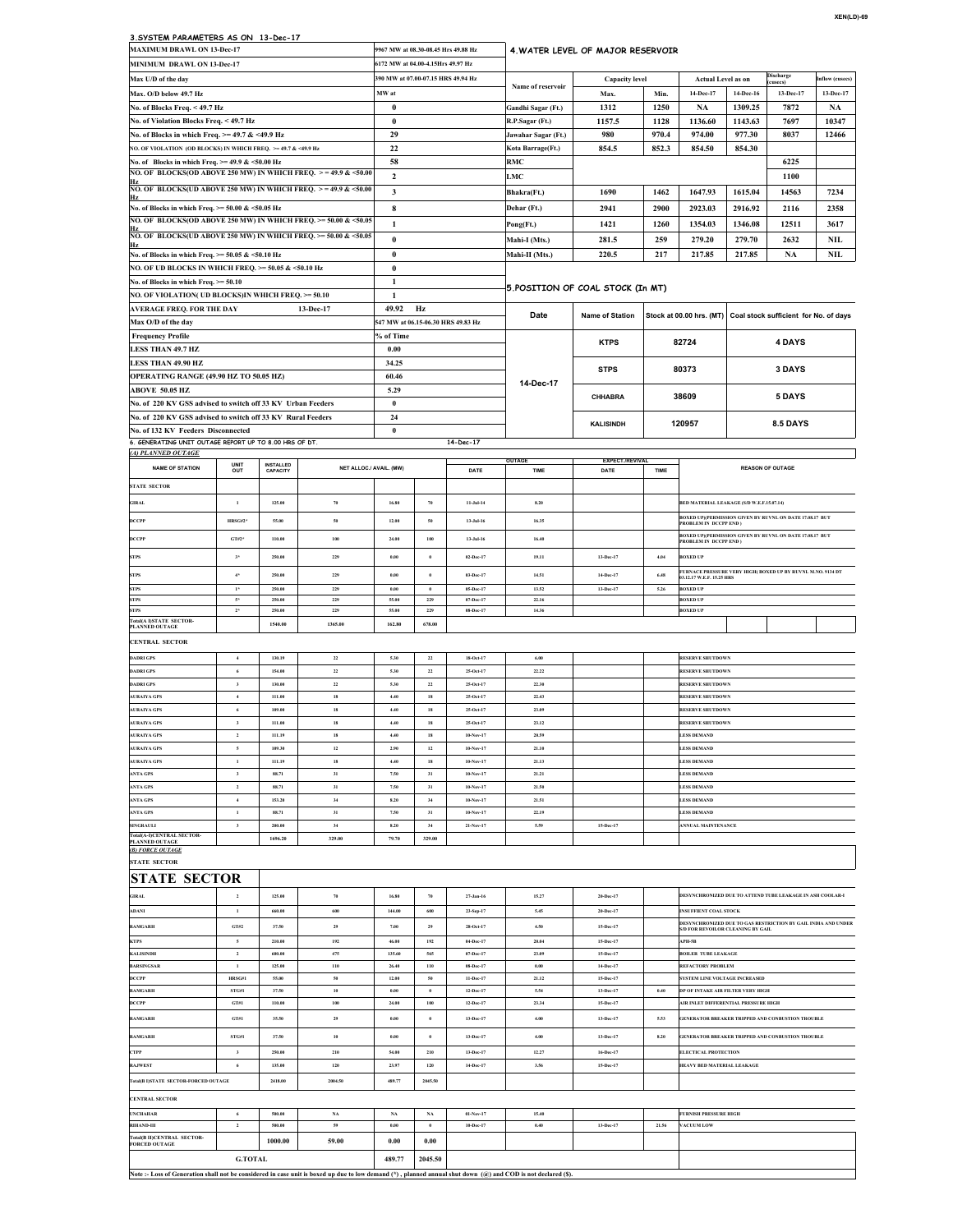## 3.SYSTEM PARAMETERS AS ON 13-Dec-17

| | | |
|---|---|---|
| MAXIMUM DRAWL ON 13-Dec-17 | | 9967 MW at 08.30-08.45 Hrs 49.88 Hz |
| MINIMUM DRAWL ON 13-Dec-17 | | 6172 MW at 04.00-4.15Hrs 49.97 Hz |
| Max U/D of the day | | 390 MW at 07.00-07.15 HRS 49.94 Hz |
| Max. O/D below 49.7 Hz | | MW at |
| No. of Blocks Freq. < 49.7 Hz | | 0 |
| No. of Violation Blocks Freq. < 49.7 Hz | | 0 |
| No. of Blocks in which Freq. >= 49.7 & <49.9 Hz | | 29 |
| NO. OF VIOLATION (OD BLOCKS) IN WHICH FREQ. >= 49.7 & <49.9 HZ | | 22 |
| No. of Blocks in which Freq. >= 49.9 & <50.00 Hz | | 58 |
| NO. OF BLOCKS(OD ABOVE 250 MW) IN WHICH FREQ. > = 49.9 & <50.00 Hz | | 2 |
| NO. OF BLOCKS(UD ABOVE 250 MW) IN WHICH FREQ. > = 49.9 & <50.00 Hz | | 3 |
| No. of Blocks in which Freq. >= 50.00 & <50.05 Hz | | 8 |
| NO. OF BLOCKS(OD ABOVE 250 MW) IN WHICH FREQ. >= 50.00 & <50.05 Hz | | 1 |
| NO. OF BLOCKS(UD ABOVE 250 MW) IN WHICH FREQ. >= 50.00 & <50.05 Hz | | 0 |
| No. of Blocks in which Freq. >= 50.05 & <50.10 Hz | | 0 |
| NO. OF UD BLOCKS IN WHICH FREQ. >= 50.05 & <50.10 Hz | | 0 |
| No. of Blocks in which Freq. >= 50.10 | | 1 |
| NO. OF VIOLATION( UD BLOCKS)IN WHICH FREQ. >= 50.10 | | 1 |
| AVERAGE FREQ. FOR THE DAY | 13-Dec-17 | 49.92 Hz |
| Max O/D of the day | | 547 MW at 06.15-06.30 HRS 49.83 Hz |
| Frequency Profile | | % of Time |
| LESS THAN 49.7 HZ | | 0.00 |
| LESS THAN 49.90 HZ | | 34.25 |
| OPERATING RANGE (49.90 HZ TO 50.05 HZ) | | 60.46 |
| ABOVE 50.05 HZ | | 5.29 |
| No. of 220 KV GSS advised to switch off 33 KV Urban Feeders | | 0 |
| No. of 220 KV GSS advised to switch off 33 KV Rural Feeders | | 24 |
| No. of 132 KV Feeders Disconnected | | 0 |

## 4.WATER LEVEL OF MAJOR RESERVOIR

| Name of reservoir | Capacity level | | Actual Level as on | | Discharge (cusecs) | Inflow (cusecs) |
|---|---|---|---|---|---|---|
| | Max. | Min. | 14-Dec-17 | 14-Dec-16 | 13-Dec-17 | 13-Dec-17 |
| Gandhi Sagar (Ft.) | 1312 | 1250 | NA | 1309.25 | 7872 | NA |
| R.P.Sagar (Ft.) | 1157.5 | 1128 | 1136.60 | 1143.63 | 7697 | 10347 |
| Jawahar Sagar (Ft.) | 980 | 970.4 | 974.00 | 977.30 | 8037 | 12466 |
| Kota Barrage(Ft.) | 854.5 | 852.3 | 854.50 | 854.30 | | |
| RMC | | | | | 6225 | |
| LMC | | | | | 1100 | |
| Bhakra(Ft.) | 1690 | 1462 | 1647.93 | 1615.04 | 14563 | 7234 |
| Dehar (Ft.) | 2941 | 2900 | 2923.03 | 2916.92 | 2116 | 2358 |
| Pong(Ft.) | 1421 | 1260 | 1354.03 | 1346.08 | 12511 | 3617 |
| Mahi-I (Mts.) | 281.5 | 259 | 279.20 | 279.70 | 2632 | NIL |
| Mahi-II (Mts.) | 220.5 | 217 | 217.85 | 217.85 | NA | NIL |

## 5.POSITION OF COAL STOCK (In MT)

| Date | Name of Station | Stock at 00.00 hrs. (MT) | Coal stock sufficient for No. of days |
|---|---|---|---|
| 14-Dec-17 | KTPS | 82724 | 4 DAYS |
| | STPS | 80373 | 3 DAYS |
| | CHHABRA | 38609 | 5 DAYS |
| | KALISINDH | 120957 | 8.5 DAYS |

## 6. GENERATING UNIT OUTAGE REPORT UP TO 8.00 HRS OF DT. 14-Dec-17

### (A) PLANNED OUTAGE

| NAME OF STATION | UNIT OUT | INSTALLED CAPACITY | NET ALLOC./ AVAIL. (MW) | | | OUTAGE DATE | OUTAGE TIME | EXPECT./REVIVAL DATE | EXPECT./REVIVAL TIME | REASON OF OUTAGE |
|---|---|---|---|---|---|---|---|---|---|---|
| **STATE SECTOR** | | | | | | | | | | |
| GIRAL | 1 | 125.00 | 70 | 16.80 | 70 | 11-Jul-14 | 8.20 | | | BED MATERIAL LEAKAGE (S/D W.E.F.15.07.14) |
| DCCPP | HRSG#2* | 55.00 | 50 | 12.00 | 50 | 13-Jul-16 | 16.35 | | | BOXED UP(PERMISSION GIVEN BY RUVNL ON DATE 17.08.17 BUT PROBLEM IN DCCPP END ) |
| DCCPP | GT#2* | 110.00 | 100 | 24.00 | 100 | 13-Jul-16 | 16.40 | | | BOXED UP(PERMISSION GIVEN BY RUVNL ON DATE 17.08.17 BUT PROBLEM IN DCCPP END ) |
| STPS | 3* | 250.00 | 229 | 0.00 | 0 | 02-Dec-17 | 19.11 | 13-Dec-17 | 4.04 | BOXED UP |
| STPS | 4* | 250.00 | 229 | 0.00 | 0 | 03-Dec-17 | 14.51 | 14-Dec-17 | 6.48 | FURNACE PRESSURE VERY HIGH( BOXED UP BY RUVNL M.NO. 9134 DT 03.12.17 W.E.F. 15.25 HRS |
| STPS | 1* | 250.00 | 229 | 0.00 | 0 | 05-Dec-17 | 13.52 | 13-Dec-17 | 5.26 | BOXED UP |
| STPS | 5* | 250.00 | 229 | 55.00 | 229 | 07-Dec-17 | 22.16 | | | BOXED UP |
| STPS | 2* | 250.00 | 229 | 55.00 | 229 | 08-Dec-17 | 14.36 | | | BOXED UP |
| Total(A I)STATE SECTOR-PLANNED OUTAGE | | 1540.00 | 1365.00 | 162.80 | 678.00 | | | | | |
| **CENTRAL SECTOR** | | | | | | | | | | |
| DADRI GPS | 4 | 130.19 | 22 | 5.30 | 22 | 18-Oct-17 | 6.00 | | | RESERVE SHUTDOWN |
| DADRI GPS | 6 | 154.00 | 22 | 5.30 | 22 | 25-Oct-17 | 22.22 | | | RESERVE SHUTDOWN |
| DADRI GPS | 3 | 130.00 | 22 | 5.30 | 22 | 25-Oct-17 | 22.30 | | | RESERVE SHUTDOWN |
| AURAIYA GPS | 4 | 111.00 | 18 | 4.40 | 18 | 25-Oct-17 | 22.43 | | | RESERVE SHUTDOWN |
| AURAIYA GPS | 6 | 109.00 | 18 | 4.40 | 18 | 25-Oct-17 | 23.09 | | | RESERVE SHUTDOWN |
| AURAIYA GPS | 3 | 111.00 | 18 | 4.40 | 18 | 25-Oct-17 | 23.12 | | | RESERVE SHUTDOWN |
| AURAIYA GPS | 2 | 111.19 | 18 | 4.40 | 18 | 10-Nov-17 | 20.59 | | | LESS DEMAND |
| AURAIYA GPS | 5 | 109.30 | 12 | 2.90 | 12 | 10-Nov-17 | 21.10 | | | LESS DEMAND |
| AURAIYA GPS | 1 | 111.19 | 18 | 4.40 | 18 | 10-Nov-17 | 21.13 | | | LESS DEMAND |
| ANTA GPS | 3 | 88.71 | 31 | 7.50 | 31 | 10-Nov-17 | 21.21 | | | LESS DEMAND |
| ANTA GPS | 2 | 88.71 | 31 | 7.50 | 31 | 10-Nov-17 | 21.50 | | | LESS DEMAND |
| ANTA GPS | 4 | 153.20 | 34 | 8.20 | 34 | 10-Nov-17 | 21.51 | | | LESS DEMAND |
| ANTA GPS | 1 | 88.71 | 31 | 7.50 | 31 | 10-Nov-17 | 22.19 | | | LESS DEMAND |
| SINGRAULI | 3 | 200.00 | 34 | 8.20 | 34 | 21-Nov-17 | 5.59 | 15-Dec-17 | | ANNUAL MAINTENANCE |
| Total(A-I)CENTRAL SECTOR-PLANNED OUTAGE | | 1696.20 | 329.00 | 79.70 | 329.00 | | | | | |

### (B) FORCE OUTAGE

| NAME OF STATION | UNIT OUT | INSTALLED CAPACITY | NET ALLOC./ AVAIL. (MW) | | | OUTAGE DATE | OUTAGE TIME | EXPECT./REVIVAL DATE | EXPECT./REVIVAL TIME | REASON OF OUTAGE |
|---|---|---|---|---|---|---|---|---|---|---|
| **STATE SECTOR** | | | | | | | | | | |
| GIRAL | 2 | 125.00 | 70 | 16.80 | 70 | 27-Jan-16 | 15.27 | 20-Dec-17 | | DESYNCHRONIZED DUE TO ATTEND TUBE LEAKAGE IN ASH COOLAR-I |
| ADANI | 1 | 660.00 | 600 | 144.00 | 600 | 23-Sep-17 | 5.45 | 20-Dec-17 | | INSUFFIENT COAL STOCK |
| RAMGARH | GT#2 | 37.50 | 29 | 7.00 | 29 | 28-Oct-17 | 4.50 | 15-Dec-17 | | DESYNCHRONIZED DUE TO GAS RESTRICTION BY GAIL INDIA AND UNDER S/D FOR REVOILOR CLEANING BY GAIL |
| KTPS | 5 | 210.00 | 192 | 46.00 | 192 | 04-Dec-17 | 20.04 | 15-Dec-17 | | APH-5B |
| KALISINDH | 2 | 600.00 | 475 | 135.60 | 565 | 07-Dec-17 | 23.09 | 15-Dec-17 | | BOILER TUBE LEAKAGE |
| BARSINGSAR | 1 | 125.00 | 110 | 26.40 | 110 | 08-Dec-17 | 0.00 | 14-Dec-17 | | REFACTORY PROBLEM |
| DCCPP | HRSG#1 | 55.00 | 50 | 12.00 | 50 | 11-Dec-17 | 21.12 | 15-Dec-17 | | SYSTEM LINE VOLTAGE INCREASED |
| RAMGARH | STG#1 | 37.50 | 10 | 0.00 | 0 | 12-Dec-17 | 5.54 | 13-Dec-17 | 0.40 | DP OF INTAKE AIR FILTER VERY HIGH |
| DCCPP | GT#1 | 110.00 | 100 | 24.00 | 100 | 12-Dec-17 | 23.34 | 15-Dec-17 | | AIR INLET DIFFERENTIAL PRESSURE HIGH |
| RAMGARH | GT#1 | 35.50 | 29 | 0.00 | 0 | 13-Dec-17 | 4.00 | 13-Dec-17 | 5.53 | GENERATOR BREAKER TRIPPED AND CONBUSTION TROUBLE |
| RAMGARH | STG#1 | 37.50 | 10 | 0.00 | 0 | 13-Dec-17 | 4.00 | 13-Dec-17 | 8.20 | GENERATOR BREAKER TRIPPED AND CONBUSTION TROUBLE |
| CTPP | 3 | 250.00 | 210 | 54.00 | 210 | 13-Dec-17 | 12.27 | 16-Dec-17 | | ELECTICAL PROTECTION |
| RAJWEST | 6 | 135.00 | 120 | 23.97 | 120 | 14-Dec-17 | 3.56 | 15-Dec-17 | | HEAVY BED MATERIAL LEAKAGE |
| Total(B I)STATE SECTOR-FORCED OUTAGE | | 2418.00 | 2004.50 | 489.77 | 2045.50 | | | | | |
| **CENTRAL SECTOR** | | | | | | | | | | |
| UNCHAHAR | 6 | 500.00 | NA | NA | NA | 01-Nov-17 | 15.40 | | | FURNISH PRESSURE HIGH |
| RIHAND-III | 2 | 500.00 | 59 | 0.00 | 0 | 10-Dec-17 | 0.40 | 13-Dec-17 | 21.56 | VACUUM LOW |
| Total(B II)CENTRAL SECTOR-FORCED OUTAGE | | 1000.00 | 59.00 | 0.00 | 0.00 | | | | | |
| G.TOTAL | | | | 489.77 | 2045.50 | | | | | |

Note :- Loss of Generation shall not be considered in case unit is boxed up due to low demand (*) , planned annual shut down (@) and COD is not declared ($).